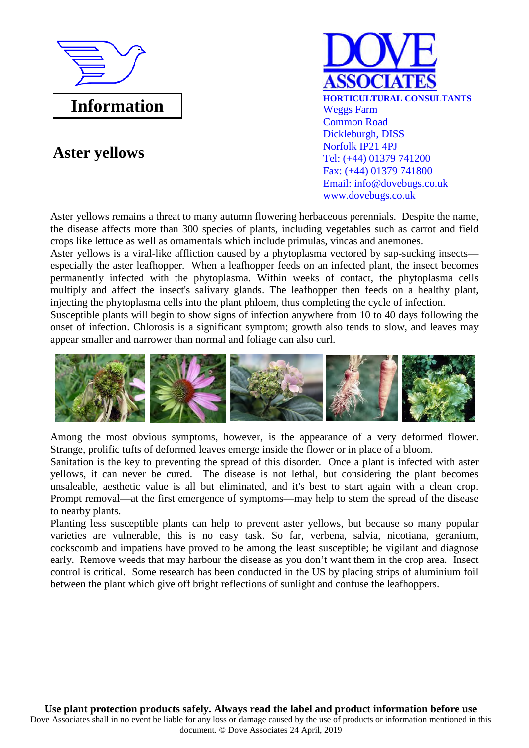# Information

**DOVE ASSOCIATES**

**HORTICULTURAL CONSULTANTS**
Weggs Farm
Common Road
Dickleburgh, DISS
Norfolk IP21 4PJ
Tel: (+44) 01379 741200
Fax: (+44) 01379 741800
Email: info@dovebugs.co.uk
www.dovebugs.co.uk

## Aster yellows

Aster yellows remains a threat to many autumn flowering herbaceous perennials. Despite the name, the disease affects more than 300 species of plants, including vegetables such as carrot and field crops like lettuce as well as ornamentals which include primulas, vincas and anemones.

Aster yellows is a viral-like affliction caused by a phytoplasma vectored by sap-sucking insects—especially the aster leafhopper. When a leafhopper feeds on an infected plant, the insect becomes permanently infected with the phytoplasma. Within weeks of contact, the phytoplasma cells multiply and affect the insect's salivary glands. The leafhopper then feeds on a healthy plant, injecting the phytoplasma cells into the plant phloem, thus completing the cycle of infection.

Susceptible plants will begin to show signs of infection anywhere from 10 to 40 days following the onset of infection. Chlorosis is a significant symptom; growth also tends to slow, and leaves may appear smaller and narrower than normal and foliage can also curl.

Among the most obvious symptoms, however, is the appearance of a very deformed flower. Strange, prolific tufts of deformed leaves emerge inside the flower or in place of a bloom.

Sanitation is the key to preventing the spread of this disorder. Once a plant is infected with aster yellows, it can never be cured. The disease is not lethal, but considering the plant becomes unsaleable, aesthetic value is all but eliminated, and it's best to start again with a clean crop. Prompt removal—at the first emergence of symptoms—may help to stem the spread of the disease to nearby plants.

Planting less susceptible plants can help to prevent aster yellows, but because so many popular varieties are vulnerable, this is no easy task. So far, verbena, salvia, nicotiana, geranium, cockscomb and impatiens have proved to be among the least susceptible; be vigilant and diagnose early. Remove weeds that may harbour the disease as you don't want them in the crop area. Insect control is critical. Some research has been conducted in the US by placing strips of aluminium foil between the plant which give off bright reflections of sunlight and confuse the leafhoppers.

**Use plant protection products safely. Always read the label and product information before use**

Dove Associates shall in no event be liable for any loss or damage caused by the use of products or information mentioned in this document. © Dove Associates 24 April, 2019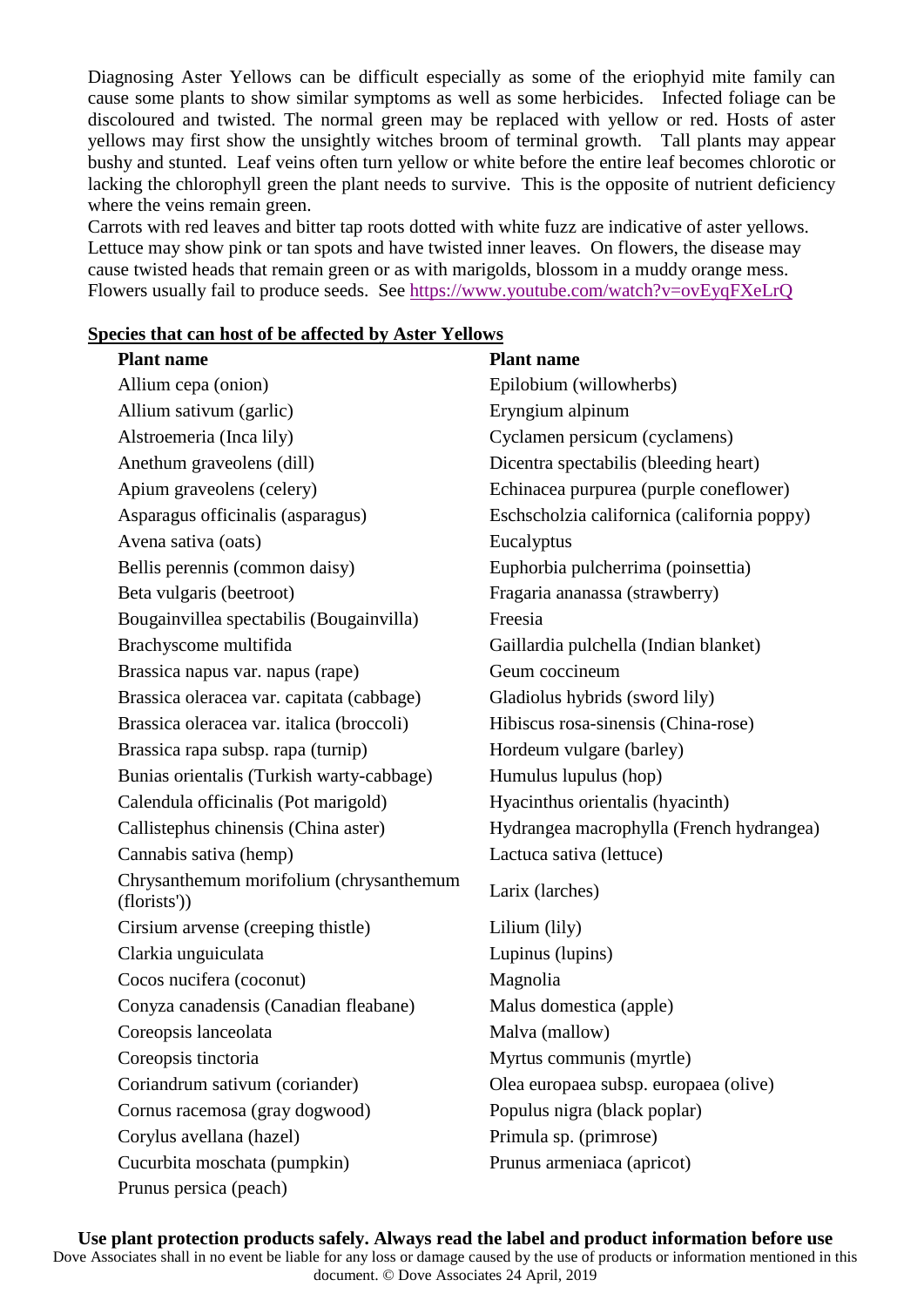Diagnosing Aster Yellows can be difficult especially as some of the eriophyid mite family can cause some plants to show similar symptoms as well as some herbicides. Infected foliage can be discoloured and twisted. The normal green may be replaced with yellow or red. Hosts of aster yellows may first show the unsightly witches broom of terminal growth. Tall plants may appear bushy and stunted. Leaf veins often turn yellow or white before the entire leaf becomes chlorotic or lacking the chlorophyll green the plant needs to survive. This is the opposite of nutrient deficiency where the veins remain green.

Carrots with red leaves and bitter tap roots dotted with white fuzz are indicative of aster yellows. Lettuce may show pink or tan spots and have twisted inner leaves. On flowers, the disease may cause twisted heads that remain green or as with marigolds, blossom in a muddy orange mess. Flowers usually fail to produce seeds. See https://www.youtube.com/watch?v=ovEyqFXeLrQ

**Species that can host of be affected by Aster Yellows**

| Plant name | Plant name |
|---|---|
| Allium cepa (onion) | Epilobium (willowherbs) |
| Allium sativum (garlic) | Eryngium alpinum |
| Alstroemeria (Inca lily) | Cyclamen persicum (cyclamens) |
| Anethum graveolens (dill) | Dicentra spectabilis (bleeding heart) |
| Apium graveolens (celery) | Echinacea purpurea (purple coneflower) |
| Asparagus officinalis (asparagus) | Eschscholzia californica (california poppy) |
| Avena sativa (oats) | Eucalyptus |
| Bellis perennis (common daisy) | Euphorbia pulcherrima (poinsettia) |
| Beta vulgaris (beetroot) | Fragaria ananassa (strawberry) |
| Bougainvillea spectabilis (Bougainvilla) | Freesia |
| Brachyscome multifida | Gaillardia pulchella (Indian blanket) |
| Brassica napus var. napus (rape) | Geum coccineum |
| Brassica oleracea var. capitata (cabbage) | Gladiolus hybrids (sword lily) |
| Brassica oleracea var. italica (broccoli) | Hibiscus rosa-sinensis (China-rose) |
| Brassica rapa subsp. rapa (turnip) | Hordeum vulgare (barley) |
| Bunias orientalis (Turkish warty-cabbage) | Humulus lupulus (hop) |
| Calendula officinalis (Pot marigold) | Hyacinthus orientalis (hyacinth) |
| Callistephus chinensis (China aster) | Hydrangea macrophylla (French hydrangea) |
| Cannabis sativa (hemp) | Lactuca sativa (lettuce) |
| Chrysanthemum morifolium (chrysanthemum (florists')) | Larix (larches) |
| Cirsium arvense (creeping thistle) | Lilium (lily) |
| Clarkia unguiculata | Lupinus (lupins) |
| Cocos nucifera (coconut) | Magnolia |
| Conyza canadensis (Canadian fleabane) | Malus domestica (apple) |
| Coreopsis lanceolata | Malva (mallow) |
| Coreopsis tinctoria | Myrtus communis (myrtle) |
| Coriandrum sativum (coriander) | Olea europaea subsp. europaea (olive) |
| Cornus racemosa (gray dogwood) | Populus nigra (black poplar) |
| Corylus avellana (hazel) | Primula sp. (primrose) |
| Cucurbita moschata (pumpkin) | Prunus armeniaca (apricot) |
| Prunus persica (peach) | |

**Use plant protection products safely. Always read the label and product information before use**

Dove Associates shall in no event be liable for any loss or damage caused by the use of products or information mentioned in this document. © Dove Associates 24 April, 2019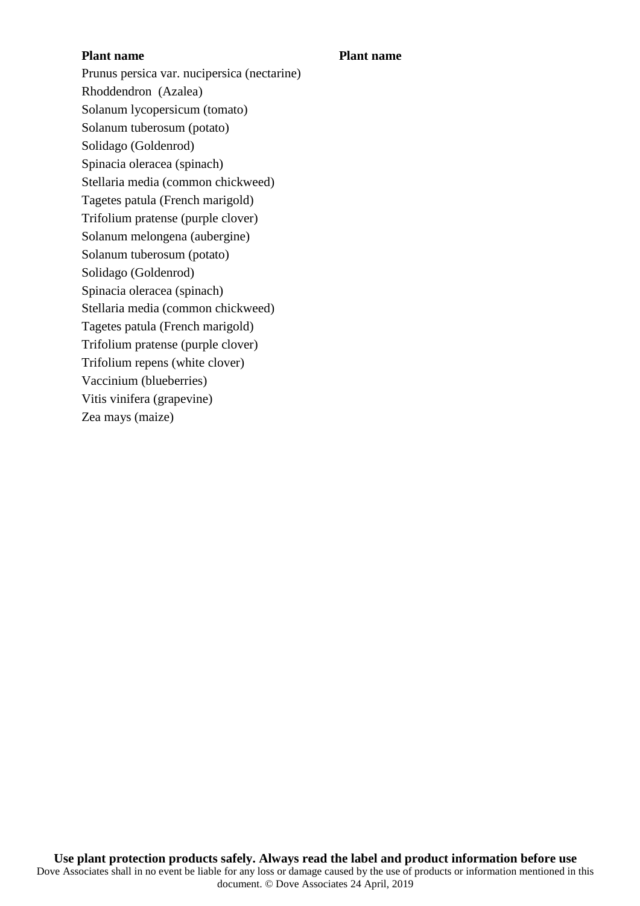| Plant name | Plant name |
|---|---|
| Prunus persica var. nucipersica (nectarine) | |
| Rhoddendron  (Azalea) | |
| Solanum lycopersicum (tomato) | |
| Solanum tuberosum (potato) | |
| Solidago (Goldenrod) | |
| Spinacia oleracea (spinach) | |
| Stellaria media (common chickweed) | |
| Tagetes patula (French marigold) | |
| Trifolium pratense (purple clover) | |
| Solanum melongena (aubergine) | |
| Solanum tuberosum (potato) | |
| Solidago (Goldenrod) | |
| Spinacia oleracea (spinach) | |
| Stellaria media (common chickweed) | |
| Tagetes patula (French marigold) | |
| Trifolium pratense (purple clover) | |
| Trifolium repens (white clover) | |
| Vaccinium (blueberries) | |
| Vitis vinifera (grapevine) | |
| Zea mays (maize) | |

**Use plant protection products safely. Always read the label and product information before use**

Dove Associates shall in no event be liable for any loss or damage caused by the use of products or information mentioned in this document. © Dove Associates 24 April, 2019